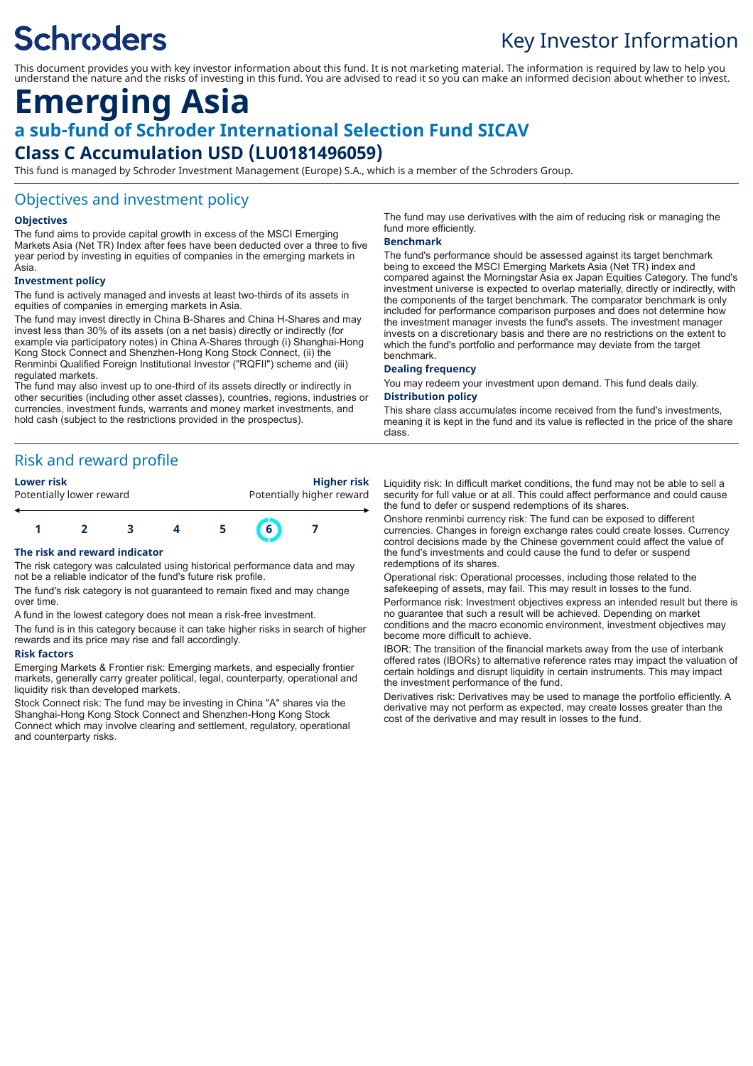Schroders

# Key Investor Information

This document provides you with key investor information about this fund. It is not marketing material. The information is required by law to help you understand the nature and the risks of investing in this fund. You are advised to read it so you can make an informed decision about whether to invest.

# Emerging Asia

## a sub-fund of Schroder International Selection Fund SICAV

## Class C Accumulation USD (LU0181496059)

This fund is managed by Schroder Investment Management (Europe) S.A., which is a member of the Schroders Group.

## Objectives and investment policy

### Objectives

The fund aims to provide capital growth in excess of the MSCI Emerging Markets Asia (Net TR) Index after fees have been deducted over a three to five year period by investing in equities of companies in the emerging markets in Asia.

### Investment policy

The fund is actively managed and invests at least two-thirds of its assets in equities of companies in emerging markets in Asia.

The fund may invest directly in China B-Shares and China H-Shares and may invest less than 30% of its assets (on a net basis) directly or indirectly (for example via participatory notes) in China A-Shares through (i) Shanghai-Hong Kong Stock Connect and Shenzhen-Hong Kong Stock Connect, (ii) the Renminbi Qualified Foreign Institutional Investor ("RQFII") scheme and (iii) regulated markets.

The fund may also invest up to one-third of its assets directly or indirectly in other securities (including other asset classes), countries, regions, industries or currencies, investment funds, warrants and money market investments, and hold cash (subject to the restrictions provided in the prospectus).

The fund may use derivatives with the aim of reducing risk or managing the fund more efficiently.

### Benchmark

The fund's performance should be assessed against its target benchmark being to exceed the MSCI Emerging Markets Asia (Net TR) index and compared against the Morningstar Asia ex Japan Equities Category. The fund's investment universe is expected to overlap materially, directly or indirectly, with the components of the target benchmark. The comparator benchmark is only included for performance comparison purposes and does not determine how the investment manager invests the fund's assets. The investment manager invests on a discretionary basis and there are no restrictions on the extent to which the fund's portfolio and performance may deviate from the target benchmark.

### Dealing frequency

You may redeem your investment upon demand. This fund deals daily.

### Distribution policy

This share class accumulates income received from the fund's investments, meaning it is kept in the fund and its value is reflected in the price of the share class.

## Risk and reward profile

| Lower risk | | | | | | Higher risk |
|---|---|---|---|---|---|---|
| Potentially lower reward | | | | | | Potentially higher reward |
| 1 | 2 | 3 | 4 | 5 | **6** | 7 |

### The risk and reward indicator

The risk category was calculated using historical performance data and may not be a reliable indicator of the fund's future risk profile.

The fund's risk category is not guaranteed to remain fixed and may change over time.

A fund in the lowest category does not mean a risk-free investment.

The fund is in this category because it can take higher risks in search of higher rewards and its price may rise and fall accordingly.

### Risk factors

Emerging Markets & Frontier risk: Emerging markets, and especially frontier markets, generally carry greater political, legal, counterparty, operational and liquidity risk than developed markets.

Stock Connect risk: The fund may be investing in China "A" shares via the Shanghai-Hong Kong Stock Connect and Shenzhen-Hong Kong Stock Connect which may involve clearing and settlement, regulatory, operational and counterparty risks.

Liquidity risk: In difficult market conditions, the fund may not be able to sell a security for full value or at all. This could affect performance and could cause the fund to defer or suspend redemptions of its shares.

Onshore renminbi currency risk: The fund can be exposed to different currencies. Changes in foreign exchange rates could create losses. Currency control decisions made by the Chinese government could affect the value of the fund's investments and could cause the fund to defer or suspend redemptions of its shares.

Operational risk: Operational processes, including those related to the safekeeping of assets, may fail. This may result in losses to the fund.

Performance risk: Investment objectives express an intended result but there is no guarantee that such a result will be achieved. Depending on market conditions and the macro economic environment, investment objectives may become more difficult to achieve.

IBOR: The transition of the financial markets away from the use of interbank offered rates (IBORs) to alternative reference rates may impact the valuation of certain holdings and disrupt liquidity in certain instruments. This may impact the investment performance of the fund.

Derivatives risk: Derivatives may be used to manage the portfolio efficiently. A derivative may not perform as expected, may create losses greater than the cost of the derivative and may result in losses to the fund.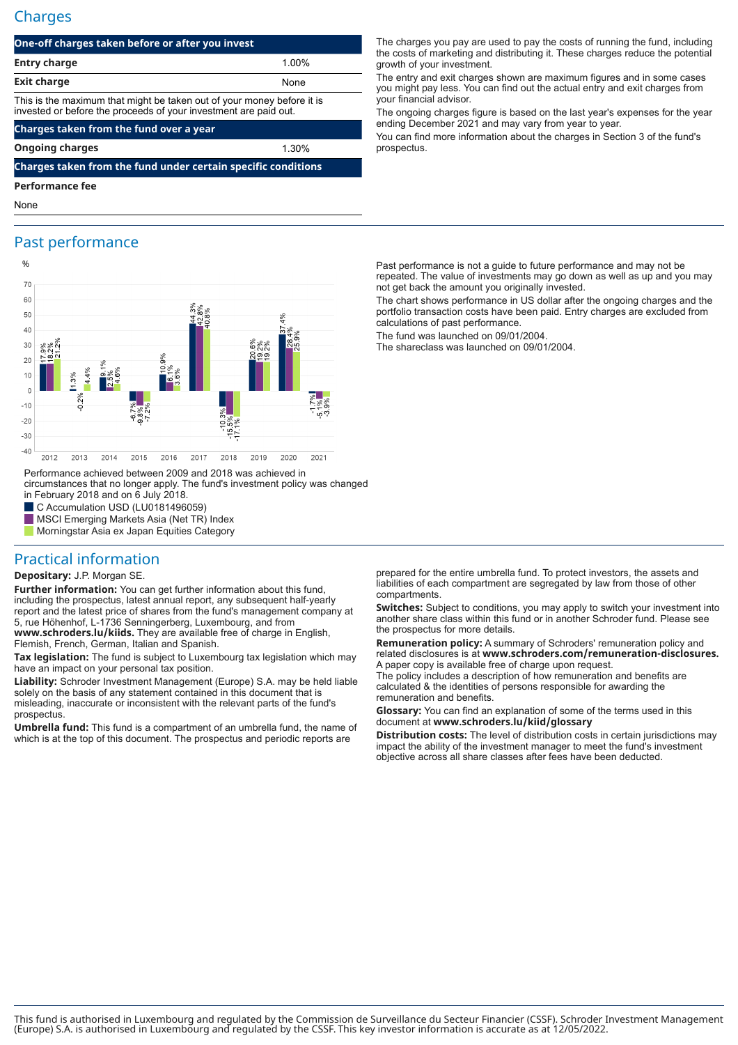## Charges

| One-off charges taken before or after you invest | |
|---|---|
| **Entry charge** | 1.00% |
| **Exit charge** | None |
| This is the maximum that might be taken out of your money before it is invested or before the proceeds of your investment are paid out. | |
| **Charges taken from the fund over a year** | |
| **Ongoing charges** | 1.30% |
| **Charges taken from the fund under certain specific conditions** | |
| **Performance fee** | |
| None | |

The charges you pay are used to pay the costs of running the fund, including the costs of marketing and distributing it. These charges reduce the potential growth of your investment.

The entry and exit charges shown are maximum figures and in some cases you might pay less. You can find out the actual entry and exit charges from your financial advisor.

The ongoing charges figure is based on the last year's expenses for the year ending December 2021 and may vary from year to year.

You can find more information about the charges in Section 3 of the fund's prospectus.

## Past performance

%

70
60
50
40
30
20
10
0
-10
-20
-30
-40

2012: 17.9% 18.2% 21.2%
2013: 1.3% -0.2% 4.4%
2014: 9.1% 2.5% 4.6%
2015: -6.7% -9.8% -7.2%
2016: 10.9% 6.1% 3.6%
2017: 44.3% 42.8% 40.8%
2018: -10.3% -15.5% -17.1%
2019: 20.6% 19.2% 19.2%
2020: 37.4% 28.4% 25.9%
2021: -1.7% -5.1% -3.9%

Performance achieved between 2009 and 2018 was achieved in circumstances that no longer apply. The fund's investment policy was changed in February 2018 and on 6 July 2018.

C Accumulation USD (LU0181496059)
MSCI Emerging Markets Asia (Net TR) Index
Morningstar Asia ex Japan Equities Category

Past performance is not a guide to future performance and may not be repeated. The value of investments may go down as well as up and you may not get back the amount you originally invested.

The chart shows performance in US dollar after the ongoing charges and the portfolio transaction costs have been paid. Entry charges are excluded from calculations of past performance.

The fund was launched on 09/01/2004.
The shareclass was launched on 09/01/2004.

## Practical information

**Depositary:** J.P. Morgan SE.

**Further information:** You can get further information about this fund, including the prospectus, latest annual report, any subsequent half-yearly report and the latest price of shares from the fund's management company at 5, rue Höhenhof, L-1736 Senningerberg, Luxembourg, and from **www.schroders.lu/kiids.** They are available free of charge in English, Flemish, French, German, Italian and Spanish.

**Tax legislation:** The fund is subject to Luxembourg tax legislation which may have an impact on your personal tax position.

**Liability:** Schroder Investment Management (Europe) S.A. may be held liable solely on the basis of any statement contained in this document that is misleading, inaccurate or inconsistent with the relevant parts of the fund's prospectus.

**Umbrella fund:** This fund is a compartment of an umbrella fund, the name of which is at the top of this document. The prospectus and periodic reports are prepared for the entire umbrella fund. To protect investors, the assets and liabilities of each compartment are segregated by law from those of other compartments.

**Switches:** Subject to conditions, you may apply to switch your investment into another share class within this fund or in another Schroder fund. Please see the prospectus for more details.

**Remuneration policy:** A summary of Schroders' remuneration policy and related disclosures is at **www.schroders.com/remuneration-disclosures.** A paper copy is available free of charge upon request.
The policy includes a description of how remuneration and benefits are calculated & the identities of persons responsible for awarding the remuneration and benefits.

**Glossary:** You can find an explanation of some of the terms used in this document at **www.schroders.lu/kiid/glossary**

**Distribution costs:** The level of distribution costs in certain jurisdictions may impact the ability of the investment manager to meet the fund's investment objective across all share classes after fees have been deducted.

This fund is authorised in Luxembourg and regulated by the Commission de Surveillance du Secteur Financier (CSSF). Schroder Investment Management (Europe) S.A. is authorised in Luxembourg and regulated by the CSSF. This key investor information is accurate as at 12/05/2022.